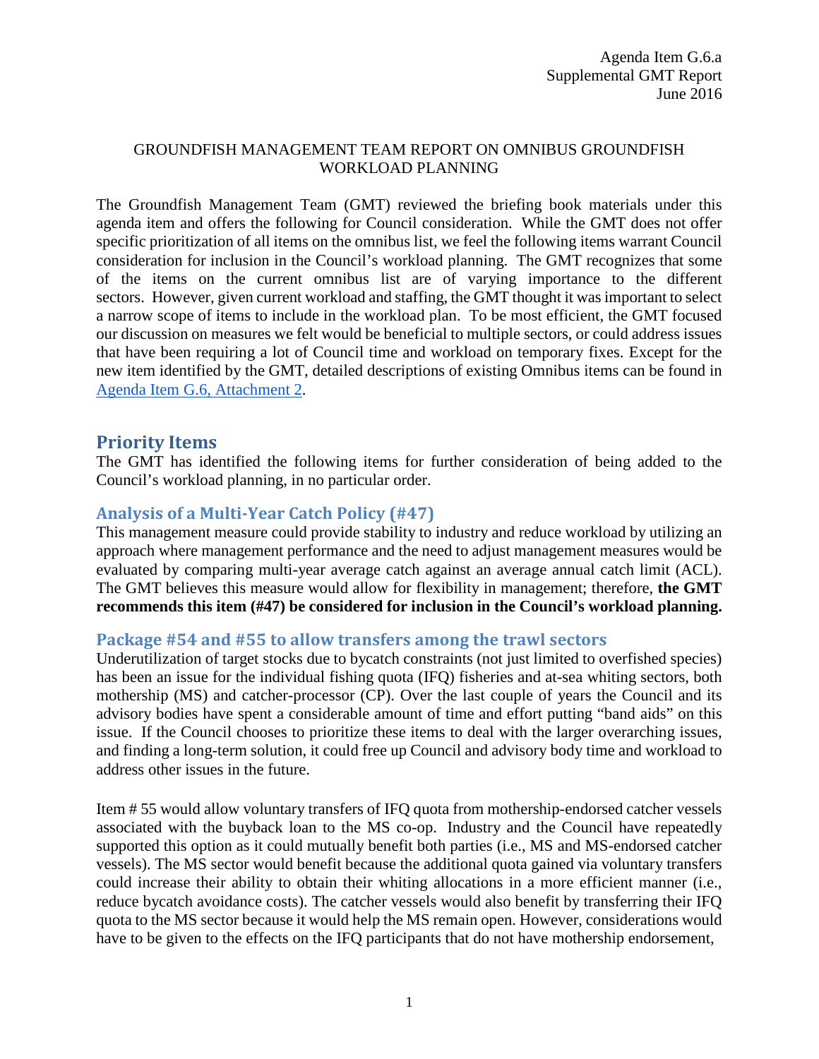Agenda Item G.6.a
Supplemental GMT Report
June 2016

GROUNDFISH MANAGEMENT TEAM REPORT ON OMNIBUS GROUNDFISH WORKLOAD PLANNING

The Groundfish Management Team (GMT) reviewed the briefing book materials under this agenda item and offers the following for Council consideration. While the GMT does not offer specific prioritization of all items on the omnibus list, we feel the following items warrant Council consideration for inclusion in the Council's workload planning. The GMT recognizes that some of the items on the current omnibus list are of varying importance to the different sectors. However, given current workload and staffing, the GMT thought it was important to select a narrow scope of items to include in the workload plan. To be most efficient, the GMT focused our discussion on measures we felt would be beneficial to multiple sectors, or could address issues that have been requiring a lot of Council time and workload on temporary fixes. Except for the new item identified by the GMT, detailed descriptions of existing Omnibus items can be found in Agenda Item G.6, Attachment 2.

## Priority Items

The GMT has identified the following items for further consideration of being added to the Council's workload planning, in no particular order.

### Analysis of a Multi-Year Catch Policy (#47)

This management measure could provide stability to industry and reduce workload by utilizing an approach where management performance and the need to adjust management measures would be evaluated by comparing multi-year average catch against an average annual catch limit (ACL). The GMT believes this measure would allow for flexibility in management; therefore, **the GMT recommends this item (#47) be considered for inclusion in the Council's workload planning.**

### Package #54 and #55 to allow transfers among the trawl sectors

Underutilization of target stocks due to bycatch constraints (not just limited to overfished species) has been an issue for the individual fishing quota (IFQ) fisheries and at-sea whiting sectors, both mothership (MS) and catcher-processor (CP). Over the last couple of years the Council and its advisory bodies have spent a considerable amount of time and effort putting "band aids" on this issue. If the Council chooses to prioritize these items to deal with the larger overarching issues, and finding a long-term solution, it could free up Council and advisory body time and workload to address other issues in the future.

Item # 55 would allow voluntary transfers of IFQ quota from mothership-endorsed catcher vessels associated with the buyback loan to the MS co-op. Industry and the Council have repeatedly supported this option as it could mutually benefit both parties (i.e., MS and MS-endorsed catcher vessels). The MS sector would benefit because the additional quota gained via voluntary transfers could increase their ability to obtain their whiting allocations in a more efficient manner (i.e., reduce bycatch avoidance costs). The catcher vessels would also benefit by transferring their IFQ quota to the MS sector because it would help the MS remain open. However, considerations would have to be given to the effects on the IFQ participants that do not have mothership endorsement,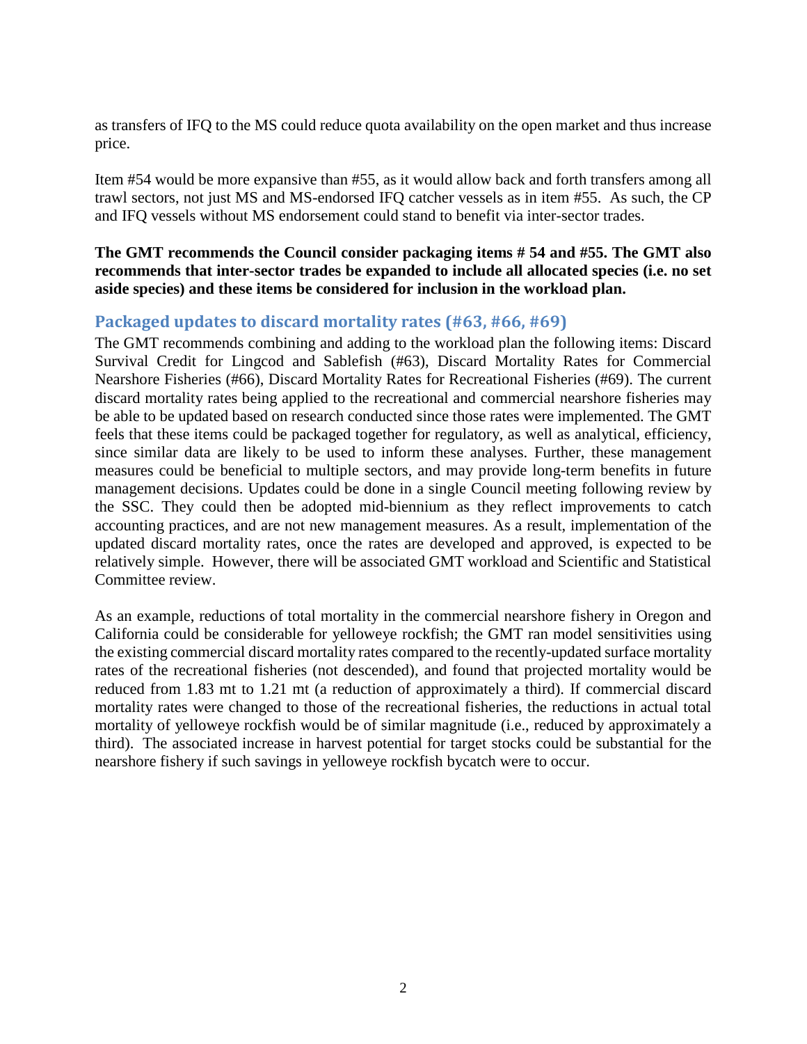as transfers of IFQ to the MS could reduce quota availability on the open market and thus increase price.

Item #54 would be more expansive than #55, as it would allow back and forth transfers among all trawl sectors, not just MS and MS-endorsed IFQ catcher vessels as in item #55. As such, the CP and IFQ vessels without MS endorsement could stand to benefit via inter-sector trades.

**The GMT recommends the Council consider packaging items # 54 and #55. The GMT also recommends that inter-sector trades be expanded to include all allocated species (i.e. no set aside species) and these items be considered for inclusion in the workload plan.**

## Packaged updates to discard mortality rates (#63, #66, #69)

The GMT recommends combining and adding to the workload plan the following items: Discard Survival Credit for Lingcod and Sablefish (#63), Discard Mortality Rates for Commercial Nearshore Fisheries (#66), Discard Mortality Rates for Recreational Fisheries (#69). The current discard mortality rates being applied to the recreational and commercial nearshore fisheries may be able to be updated based on research conducted since those rates were implemented. The GMT feels that these items could be packaged together for regulatory, as well as analytical, efficiency, since similar data are likely to be used to inform these analyses. Further, these management measures could be beneficial to multiple sectors, and may provide long-term benefits in future management decisions. Updates could be done in a single Council meeting following review by the SSC. They could then be adopted mid-biennium as they reflect improvements to catch accounting practices, and are not new management measures. As a result, implementation of the updated discard mortality rates, once the rates are developed and approved, is expected to be relatively simple. However, there will be associated GMT workload and Scientific and Statistical Committee review.

As an example, reductions of total mortality in the commercial nearshore fishery in Oregon and California could be considerable for yelloweye rockfish; the GMT ran model sensitivities using the existing commercial discard mortality rates compared to the recently-updated surface mortality rates of the recreational fisheries (not descended), and found that projected mortality would be reduced from 1.83 mt to 1.21 mt (a reduction of approximately a third). If commercial discard mortality rates were changed to those of the recreational fisheries, the reductions in actual total mortality of yelloweye rockfish would be of similar magnitude (i.e., reduced by approximately a third). The associated increase in harvest potential for target stocks could be substantial for the nearshore fishery if such savings in yelloweye rockfish bycatch were to occur.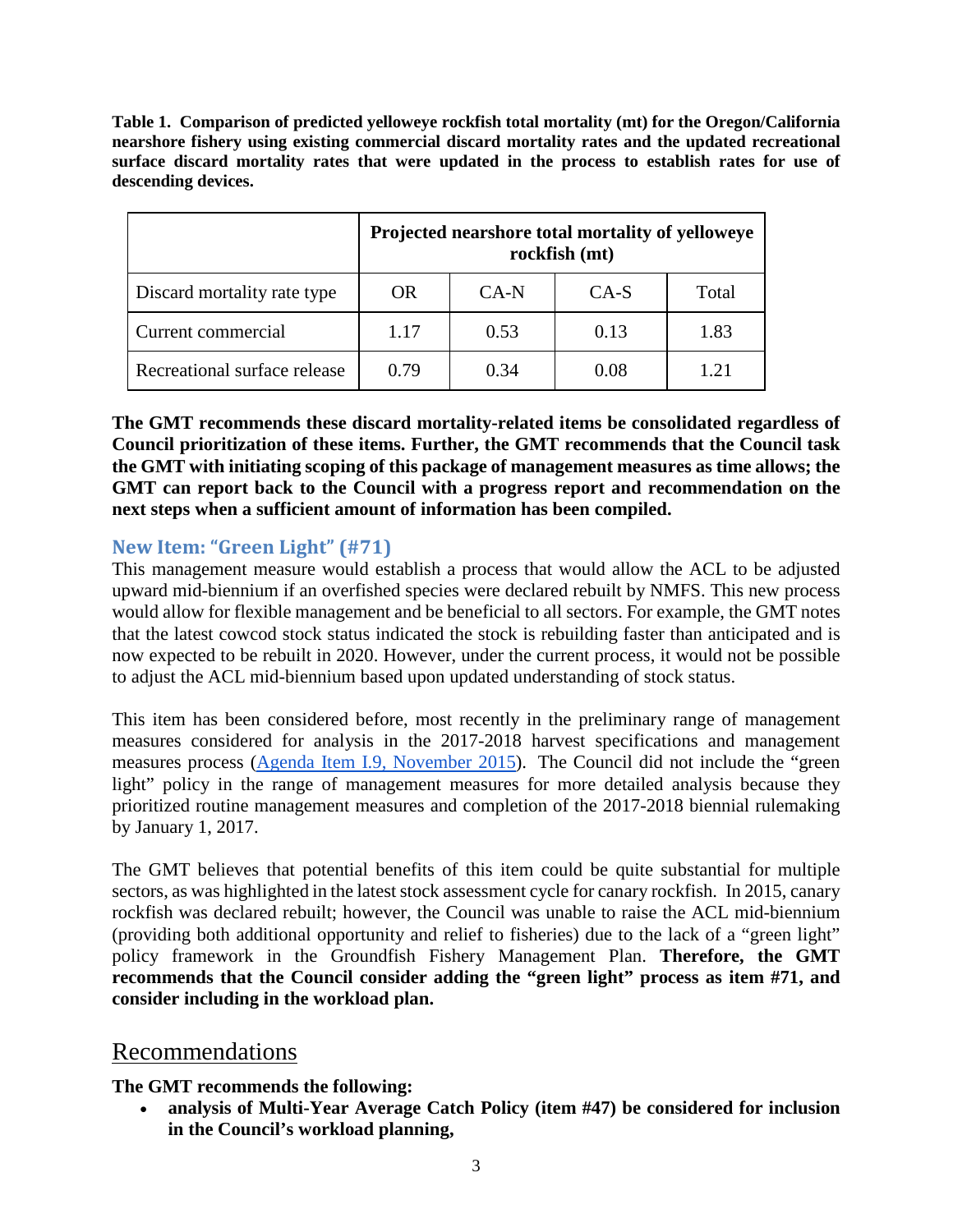**Table 1. Comparison of predicted yelloweye rockfish total mortality (mt) for the Oregon/California nearshore fishery using existing commercial discard mortality rates and the updated recreational surface discard mortality rates that were updated in the process to establish rates for use of descending devices.**

| | Projected nearshore total mortality of yelloweye rockfish (mt) | | | |
|---|---|---|---|---|
| Discard mortality rate type | OR | CA-N | CA-S | Total |
| Current commercial | 1.17 | 0.53 | 0.13 | 1.83 |
| Recreational surface release | 0.79 | 0.34 | 0.08 | 1.21 |

**The GMT recommends these discard mortality-related items be consolidated regardless of Council prioritization of these items. Further, the GMT recommends that the Council task the GMT with initiating scoping of this package of management measures as time allows; the GMT can report back to the Council with a progress report and recommendation on the next steps when a sufficient amount of information has been compiled.**

### New Item: "Green Light" (#71)

This management measure would establish a process that would allow the ACL to be adjusted upward mid-biennium if an overfished species were declared rebuilt by NMFS. This new process would allow for flexible management and be beneficial to all sectors. For example, the GMT notes that the latest cowcod stock status indicated the stock is rebuilding faster than anticipated and is now expected to be rebuilt in 2020. However, under the current process, it would not be possible to adjust the ACL mid-biennium based upon updated understanding of stock status.

This item has been considered before, most recently in the preliminary range of management measures considered for analysis in the 2017-2018 harvest specifications and management measures process (Agenda Item I.9, November 2015). The Council did not include the "green light" policy in the range of management measures for more detailed analysis because they prioritized routine management measures and completion of the 2017-2018 biennial rulemaking by January 1, 2017.

The GMT believes that potential benefits of this item could be quite substantial for multiple sectors, as was highlighted in the latest stock assessment cycle for canary rockfish. In 2015, canary rockfish was declared rebuilt; however, the Council was unable to raise the ACL mid-biennium (providing both additional opportunity and relief to fisheries) due to the lack of a "green light" policy framework in the Groundfish Fishery Management Plan. **Therefore, the GMT recommends that the Council consider adding the "green light" process as item #71, and consider including in the workload plan.**

## Recommendations

**The GMT recommends the following:**

- **analysis of Multi-Year Average Catch Policy (item #47) be considered for inclusion in the Council's workload planning,**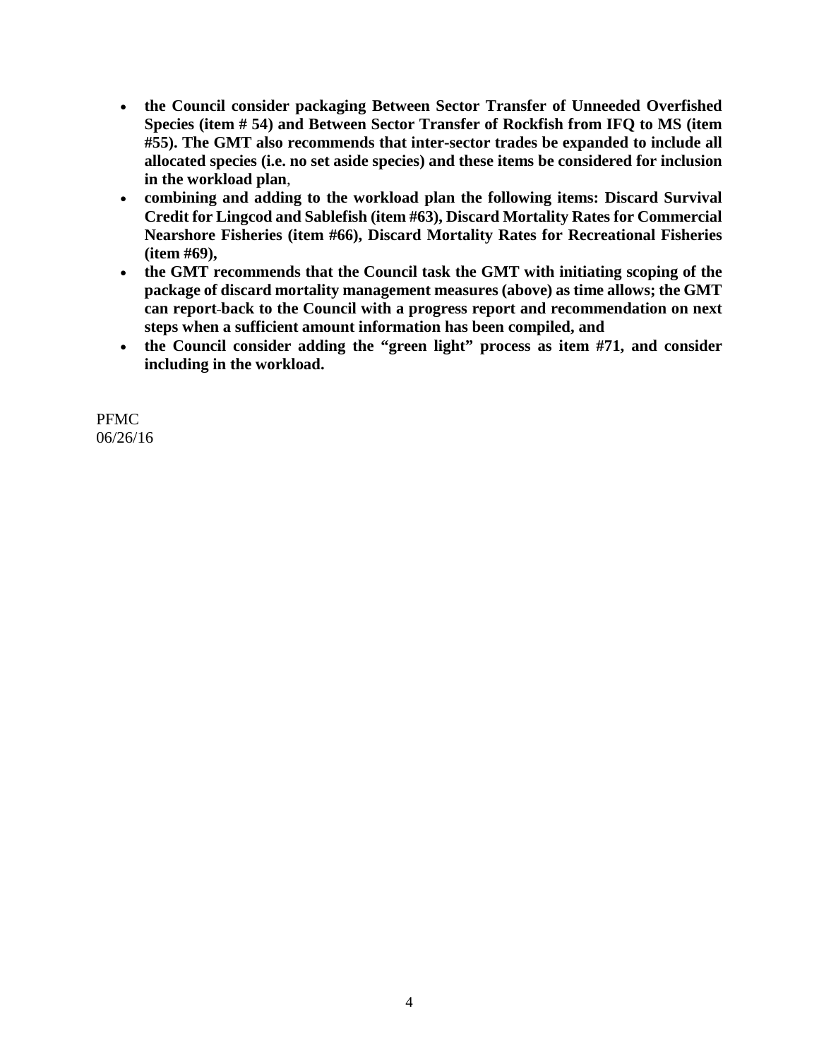- **the Council consider packaging Between Sector Transfer of Unneeded Overfished Species (item # 54) and Between Sector Transfer of Rockfish from IFQ to MS (item #55). The GMT also recommends that inter-sector trades be expanded to include all allocated species (i.e. no set aside species) and these items be considered for inclusion in the workload plan**,
- **combining and adding to the workload plan the following items: Discard Survival Credit for Lingcod and Sablefish (item #63), Discard Mortality Rates for Commercial Nearshore Fisheries (item #66), Discard Mortality Rates for Recreational Fisheries (item #69),**
- **the GMT recommends that the Council task the GMT with initiating scoping of the package of discard mortality management measures (above) as time allows; the GMT can report-back to the Council with a progress report and recommendation on next steps when a sufficient amount information has been compiled, and**
- **the Council consider adding the "green light" process as item #71, and consider including in the workload.**

PFMC
06/26/16